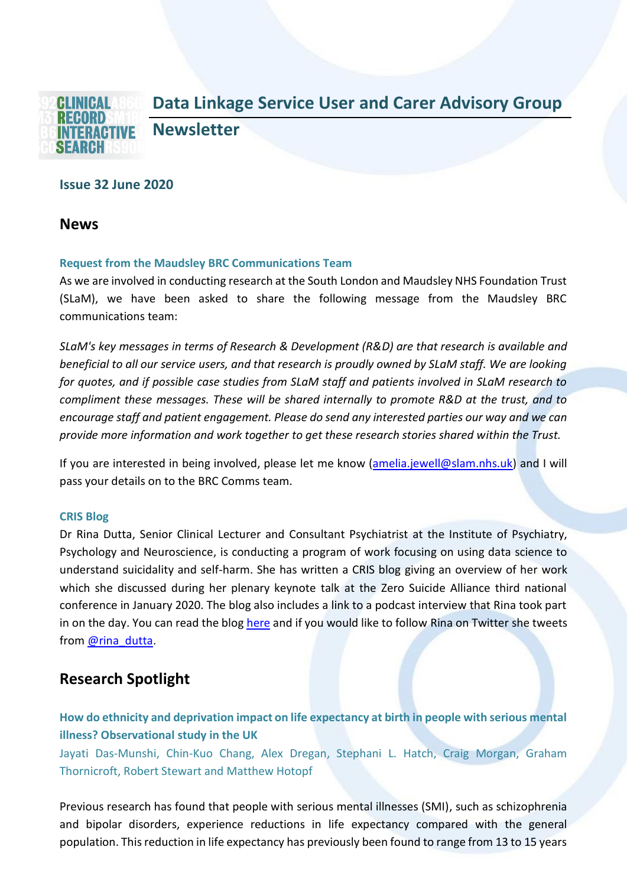# Data Linkage Service User and Carer Advisory Group Newsletter

### Issue 32 June 2020

## News

### Request from the Maudsley BRC Communications Team

As we are involved in conducting research at the South London and Maudsley NHS Foundation Trust (SLaM), we have been asked to share the following message from the Maudsley BRC communications team:

*SLaM's key messages in terms of Research & Development (R&D) are that research is available and beneficial to all our service users, and that research is proudly owned by SLaM staff. We are looking for quotes, and if possible case studies from SLaM staff and patients involved in SLaM research to compliment these messages. These will be shared internally to promote R&D at the trust, and to encourage staff and patient engagement. Please do send any interested parties our way and we can provide more information and work together to get these research stories shared within the Trust.*

If you are interested in being involved, please let me know (amelia.jewell@slam.nhs.uk) and I will pass your details on to the BRC Comms team.

### CRIS Blog

Dr Rina Dutta, Senior Clinical Lecturer and Consultant Psychiatrist at the Institute of Psychiatry, Psychology and Neuroscience, is conducting a program of work focusing on using data science to understand suicidality and self-harm. She has written a CRIS blog giving an overview of her work which she discussed during her plenary keynote talk at the Zero Suicide Alliance third national conference in January 2020. The blog also includes a link to a podcast interview that Rina took part in on the day. You can read the blog here and if you would like to follow Rina on Twitter she tweets from @rina_dutta.

## Research Spotlight

### How do ethnicity and deprivation impact on life expectancy at birth in people with serious mental illness? Observational study in the UK

Jayati Das-Munshi, Chin-Kuo Chang, Alex Dregan, Stephani L. Hatch, Craig Morgan, Graham Thornicroft, Robert Stewart and Matthew Hotopf

Previous research has found that people with serious mental illnesses (SMI), such as schizophrenia and bipolar disorders, experience reductions in life expectancy compared with the general population. This reduction in life expectancy has previously been found to range from 13 to 15 years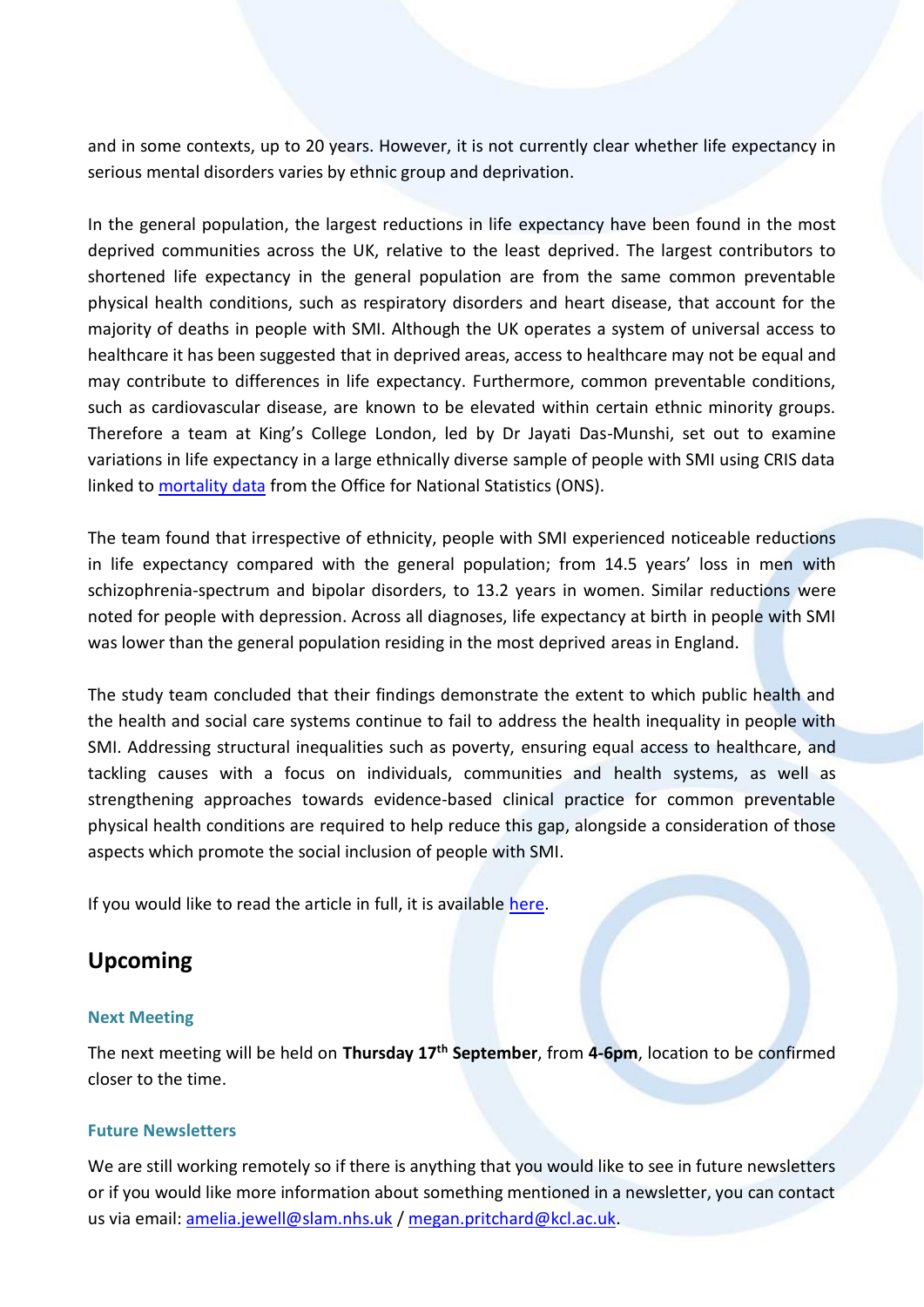and in some contexts, up to 20 years. However, it is not currently clear whether life expectancy in serious mental disorders varies by ethnic group and deprivation.

In the general population, the largest reductions in life expectancy have been found in the most deprived communities across the UK, relative to the least deprived. The largest contributors to shortened life expectancy in the general population are from the same common preventable physical health conditions, such as respiratory disorders and heart disease, that account for the majority of deaths in people with SMI. Although the UK operates a system of universal access to healthcare it has been suggested that in deprived areas, access to healthcare may not be equal and may contribute to differences in life expectancy. Furthermore, common preventable conditions, such as cardiovascular disease, are known to be elevated within certain ethnic minority groups. Therefore a team at King's College London, led by Dr Jayati Das-Munshi, set out to examine variations in life expectancy in a large ethnically diverse sample of people with SMI using CRIS data linked to mortality data from the Office for National Statistics (ONS).

The team found that irrespective of ethnicity, people with SMI experienced noticeable reductions in life expectancy compared with the general population; from 14.5 years' loss in men with schizophrenia-spectrum and bipolar disorders, to 13.2 years in women. Similar reductions were noted for people with depression. Across all diagnoses, life expectancy at birth in people with SMI was lower than the general population residing in the most deprived areas in England.

The study team concluded that their findings demonstrate the extent to which public health and the health and social care systems continue to fail to address the health inequality in people with SMI. Addressing structural inequalities such as poverty, ensuring equal access to healthcare, and tackling causes with a focus on individuals, communities and health systems, as well as strengthening approaches towards evidence-based clinical practice for common preventable physical health conditions are required to help reduce this gap, alongside a consideration of those aspects which promote the social inclusion of people with SMI.

If you would like to read the article in full, it is available here.

## Upcoming

### Next Meeting

The next meeting will be held on **Thursday 17th September**, from **4-6pm**, location to be confirmed closer to the time.

### Future Newsletters

We are still working remotely so if there is anything that you would like to see in future newsletters or if you would like more information about something mentioned in a newsletter, you can contact us via email: amelia.jewell@slam.nhs.uk / megan.pritchard@kcl.ac.uk.